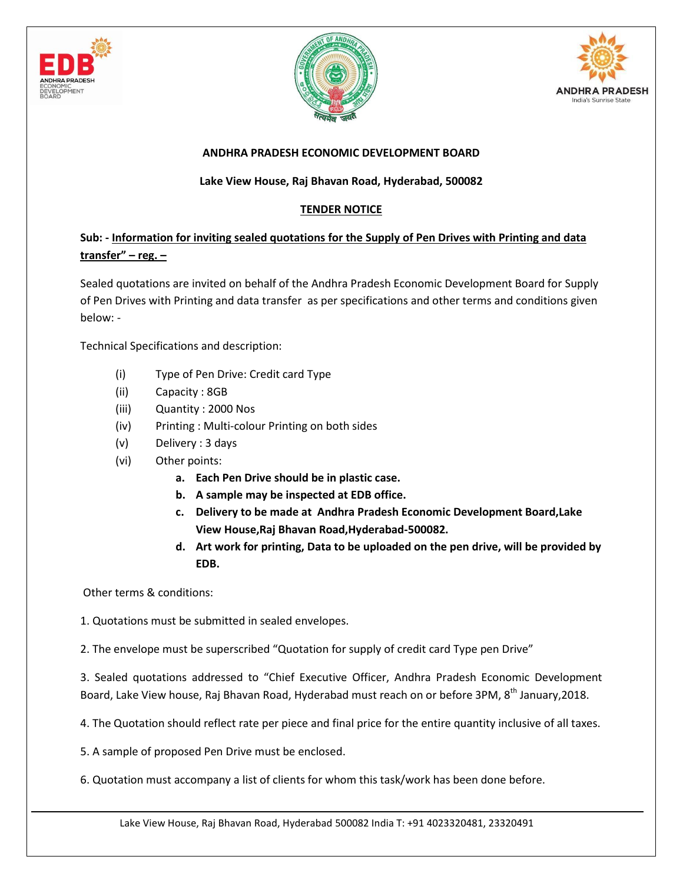**ANDHRA PRADESH ECONOMIC DEVELOPMENT BOARD**

**Lake View House, Raj Bhavan Road, Hyderabad, 500082**

**TENDER NOTICE**

**Sub: - Information for inviting sealed quotations for the Supply of Pen Drives with Printing and data transfer" – reg. –**

Sealed quotations are invited on behalf of the Andhra Pradesh Economic Development Board for Supply of Pen Drives with Printing and data transfer as per specifications and other terms and conditions given below: -

Technical Specifications and description:

- (i) Type of Pen Drive: Credit card Type
- (ii) Capacity : 8GB
- (iii) Quantity : 2000 Nos
- (iv) Printing : Multi-colour Printing on both sides
- (v) Delivery : 3 days
- (vi) Other points:
  - **a. Each Pen Drive should be in plastic case.**
  - **b. A sample may be inspected at EDB office.**
  - **c. Delivery to be made at Andhra Pradesh Economic Development Board,Lake View House,Raj Bhavan Road,Hyderabad-500082.**
  - **d. Art work for printing, Data to be uploaded on the pen drive, will be provided by EDB.**

Other terms & conditions:

1. Quotations must be submitted in sealed envelopes.

2. The envelope must be superscribed "Quotation for supply of credit card Type pen Drive"

3. Sealed quotations addressed to "Chief Executive Officer, Andhra Pradesh Economic Development Board, Lake View house, Raj Bhavan Road, Hyderabad must reach on or before 3PM, 8th January,2018.

4. The Quotation should reflect rate per piece and final price for the entire quantity inclusive of all taxes.

5. A sample of proposed Pen Drive must be enclosed.

6. Quotation must accompany a list of clients for whom this task/work has been done before.

Lake View House, Raj Bhavan Road, Hyderabad 500082 India T: +91 4023320481, 23320491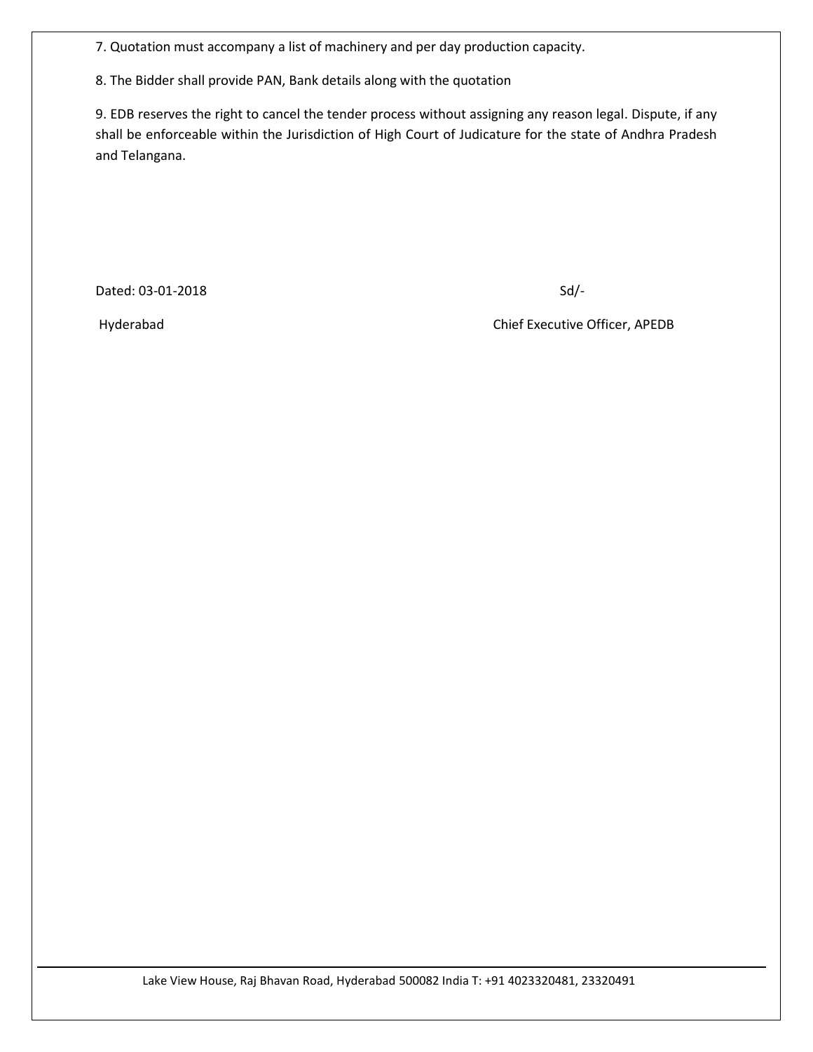7. Quotation must accompany a list of machinery and per day production capacity.

8. The Bidder shall provide PAN, Bank details along with the quotation

9. EDB reserves the right to cancel the tender process without assigning any reason legal. Dispute, if any shall be enforceable within the Jurisdiction of High Court of Judicature for the state of Andhra Pradesh and Telangana.

Dated: 03-01-2018

Hyderabad

Sd/-

Chief Executive Officer, APEDB

Lake View House, Raj Bhavan Road, Hyderabad 500082 India T: +91 4023320481, 23320491